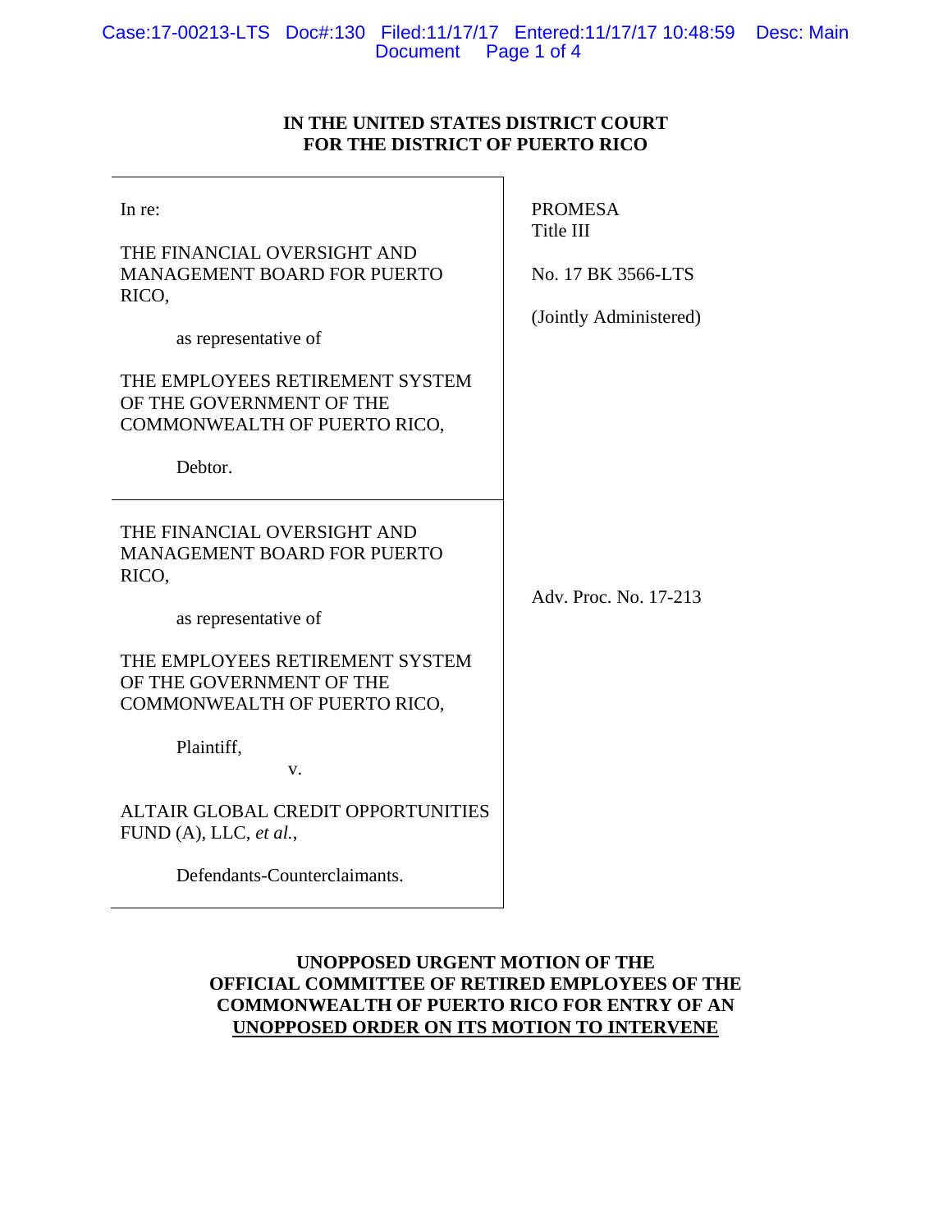**IN THE UNITED STATES DISTRICT COURT**
**FOR THE DISTRICT OF PUERTO RICO**

| | |
|---|---|
| In re:<br><br>THE FINANCIAL OVERSIGHT AND MANAGEMENT BOARD FOR PUERTO RICO,<br><br>as representative of<br><br>THE EMPLOYEES RETIREMENT SYSTEM OF THE GOVERNMENT OF THE COMMONWEALTH OF PUERTO RICO,<br><br>Debtor. | PROMESA<br>Title III<br><br>No. 17 BK 3566-LTS<br><br>(Jointly Administered) |
| THE FINANCIAL OVERSIGHT AND MANAGEMENT BOARD FOR PUERTO RICO,<br><br>as representative of<br><br>THE EMPLOYEES RETIREMENT SYSTEM OF THE GOVERNMENT OF THE COMMONWEALTH OF PUERTO RICO,<br><br>Plaintiff,<br>v.<br><br>ALTAIR GLOBAL CREDIT OPPORTUNITIES FUND (A), LLC, *et al.*,<br><br>Defendants-Counterclaimants. | Adv. Proc. No. 17-213 |

**UNOPPOSED URGENT MOTION OF THE OFFICIAL COMMITTEE OF RETIRED EMPLOYEES OF THE COMMONWEALTH OF PUERTO RICO FOR ENTRY OF AN UNOPPOSED ORDER ON ITS MOTION TO INTERVENE**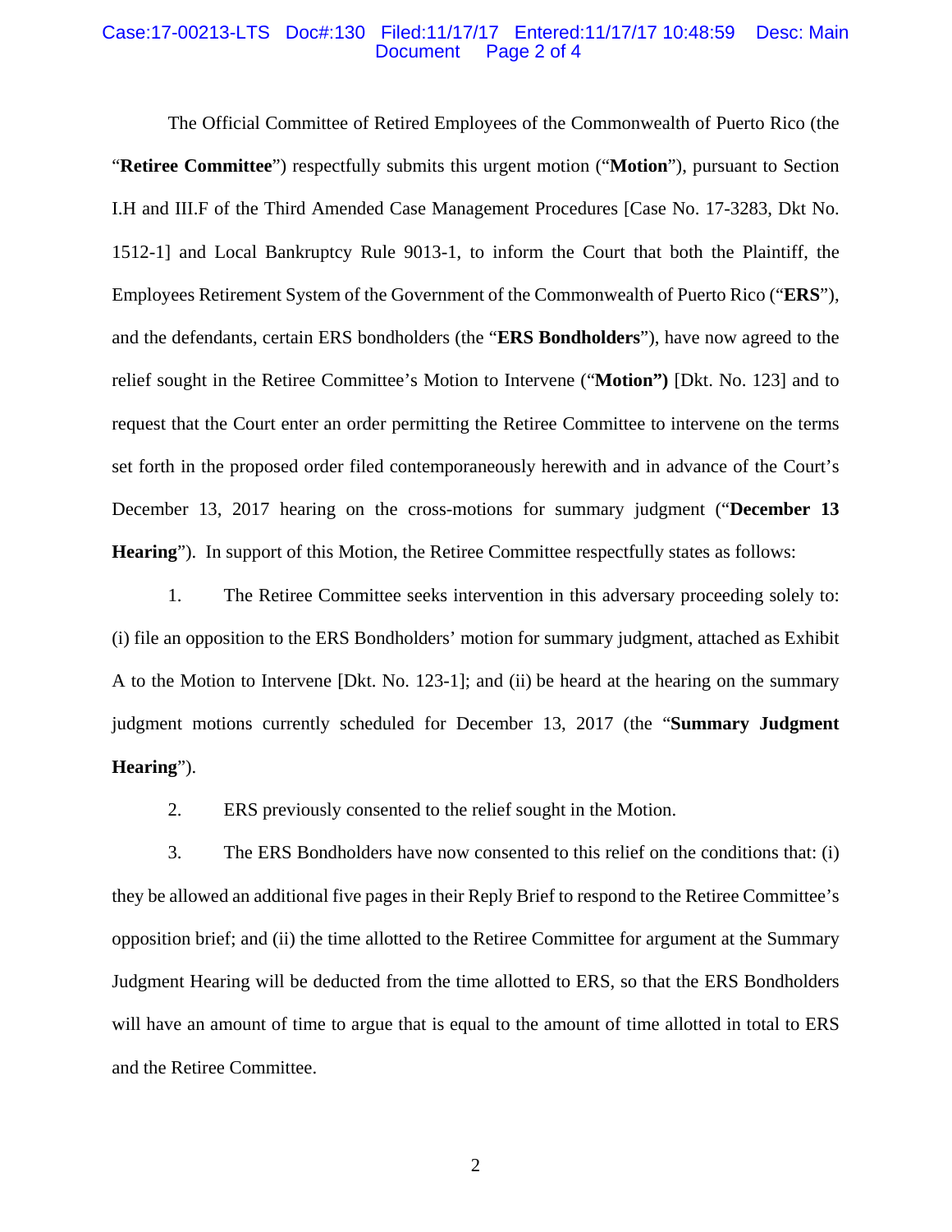The Official Committee of Retired Employees of the Commonwealth of Puerto Rico (the "**Retiree Committee**") respectfully submits this urgent motion ("**Motion**"), pursuant to Section I.H and III.F of the Third Amended Case Management Procedures [Case No. 17-3283, Dkt No. 1512-1] and Local Bankruptcy Rule 9013-1, to inform the Court that both the Plaintiff, the Employees Retirement System of the Government of the Commonwealth of Puerto Rico ("**ERS**"), and the defendants, certain ERS bondholders (the "**ERS Bondholders**"), have now agreed to the relief sought in the Retiree Committee's Motion to Intervene ("**Motion")** [Dkt. No. 123] and to request that the Court enter an order permitting the Retiree Committee to intervene on the terms set forth in the proposed order filed contemporaneously herewith and in advance of the Court's December 13, 2017 hearing on the cross-motions for summary judgment ("**December 13 Hearing**"). In support of this Motion, the Retiree Committee respectfully states as follows:

1. The Retiree Committee seeks intervention in this adversary proceeding solely to: (i) file an opposition to the ERS Bondholders' motion for summary judgment, attached as Exhibit A to the Motion to Intervene [Dkt. No. 123-1]; and (ii) be heard at the hearing on the summary judgment motions currently scheduled for December 13, 2017 (the "**Summary Judgment Hearing**").

2. ERS previously consented to the relief sought in the Motion.

3. The ERS Bondholders have now consented to this relief on the conditions that: (i) they be allowed an additional five pages in their Reply Brief to respond to the Retiree Committee's opposition brief; and (ii) the time allotted to the Retiree Committee for argument at the Summary Judgment Hearing will be deducted from the time allotted to ERS, so that the ERS Bondholders will have an amount of time to argue that is equal to the amount of time allotted in total to ERS and the Retiree Committee.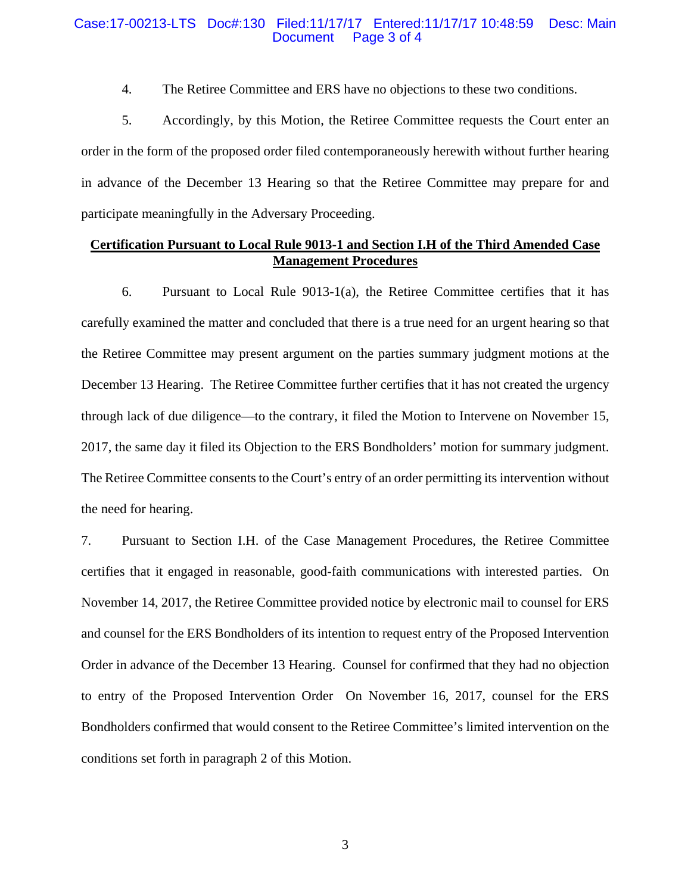4. The Retiree Committee and ERS have no objections to these two conditions.

5. Accordingly, by this Motion, the Retiree Committee requests the Court enter an order in the form of the proposed order filed contemporaneously herewith without further hearing in advance of the December 13 Hearing so that the Retiree Committee may prepare for and participate meaningfully in the Adversary Proceeding.

## Certification Pursuant to Local Rule 9013-1 and Section I.H of the Third Amended Case Management Procedures

6. Pursuant to Local Rule 9013-1(a), the Retiree Committee certifies that it has carefully examined the matter and concluded that there is a true need for an urgent hearing so that the Retiree Committee may present argument on the parties summary judgment motions at the December 13 Hearing. The Retiree Committee further certifies that it has not created the urgency through lack of due diligence—to the contrary, it filed the Motion to Intervene on November 15, 2017, the same day it filed its Objection to the ERS Bondholders' motion for summary judgment. The Retiree Committee consents to the Court's entry of an order permitting its intervention without the need for hearing.

7. Pursuant to Section I.H. of the Case Management Procedures, the Retiree Committee certifies that it engaged in reasonable, good-faith communications with interested parties. On November 14, 2017, the Retiree Committee provided notice by electronic mail to counsel for ERS and counsel for the ERS Bondholders of its intention to request entry of the Proposed Intervention Order in advance of the December 13 Hearing. Counsel for confirmed that they had no objection to entry of the Proposed Intervention Order On November 16, 2017, counsel for the ERS Bondholders confirmed that would consent to the Retiree Committee's limited intervention on the conditions set forth in paragraph 2 of this Motion.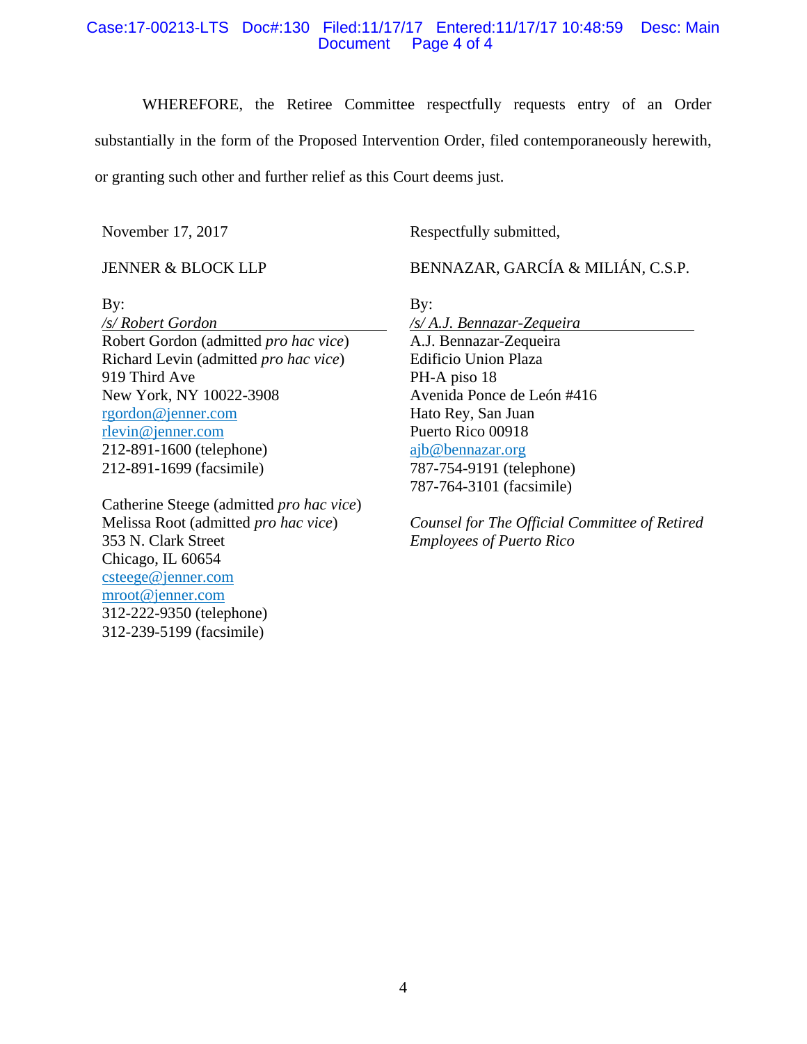WHEREFORE, the Retiree Committee respectfully requests entry of an Order substantially in the form of the Proposed Intervention Order, filed contemporaneously herewith, or granting such other and further relief as this Court deems just.

November 17, 2017

Respectfully submitted,

JENNER & BLOCK LLP

By:
*/s/ Robert Gordon*
Robert Gordon (admitted *pro hac vice*)
Richard Levin (admitted *pro hac vice*)
919 Third Ave
New York, NY 10022-3908
rgordon@jenner.com
rlevin@jenner.com
212-891-1600 (telephone)
212-891-1699 (facsimile)

Catherine Steege (admitted *pro hac vice*)
Melissa Root (admitted *pro hac vice*)
353 N. Clark Street
Chicago, IL 60654
csteege@jenner.com
mroot@jenner.com
312-222-9350 (telephone)
312-239-5199 (facsimile)

BENNAZAR, GARCÍA & MILIÁN, C.S.P.

By:
*/s/ A.J. Bennazar-Zequeira*
A.J. Bennazar-Zequeira
Edificio Union Plaza
PH-A piso 18
Avenida Ponce de León #416
Hato Rey, San Juan
Puerto Rico 00918
ajb@bennazar.org
787-754-9191 (telephone)
787-764-3101 (facsimile)

*Counsel for The Official Committee of Retired Employees of Puerto Rico*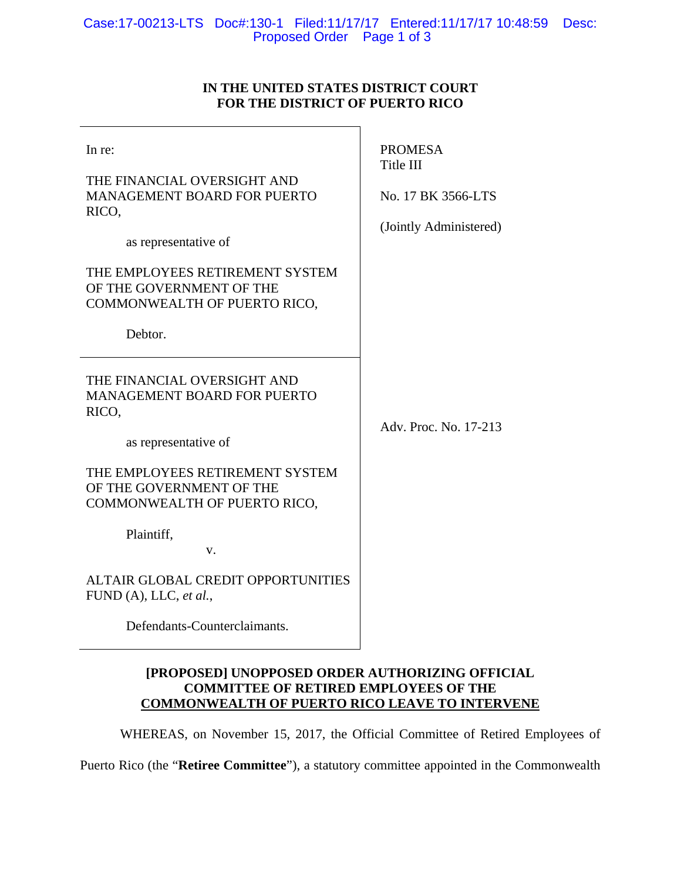**IN THE UNITED STATES DISTRICT COURT**
**FOR THE DISTRICT OF PUERTO RICO**

| | |
|---|---|
| In re:<br><br>THE FINANCIAL OVERSIGHT AND MANAGEMENT BOARD FOR PUERTO RICO,<br><br>as representative of<br><br>THE EMPLOYEES RETIREMENT SYSTEM OF THE GOVERNMENT OF THE COMMONWEALTH OF PUERTO RICO,<br><br>Debtor. | PROMESA<br>Title III<br><br>No. 17 BK 3566-LTS<br><br>(Jointly Administered) |
| THE FINANCIAL OVERSIGHT AND MANAGEMENT BOARD FOR PUERTO RICO,<br><br>as representative of<br><br>THE EMPLOYEES RETIREMENT SYSTEM OF THE GOVERNMENT OF THE COMMONWEALTH OF PUERTO RICO,<br><br>Plaintiff,<br><br>v.<br><br>ALTAIR GLOBAL CREDIT OPPORTUNITIES FUND (A), LLC, *et al.*,<br><br>Defendants-Counterclaimants. | Adv. Proc. No. 17-213 |

**[PROPOSED] UNOPPOSED ORDER AUTHORIZING OFFICIAL COMMITTEE OF RETIRED EMPLOYEES OF THE COMMONWEALTH OF PUERTO RICO LEAVE TO INTERVENE**

WHEREAS, on November 15, 2017, the Official Committee of Retired Employees of Puerto Rico (the "**Retiree Committee**"), a statutory committee appointed in the Commonwealth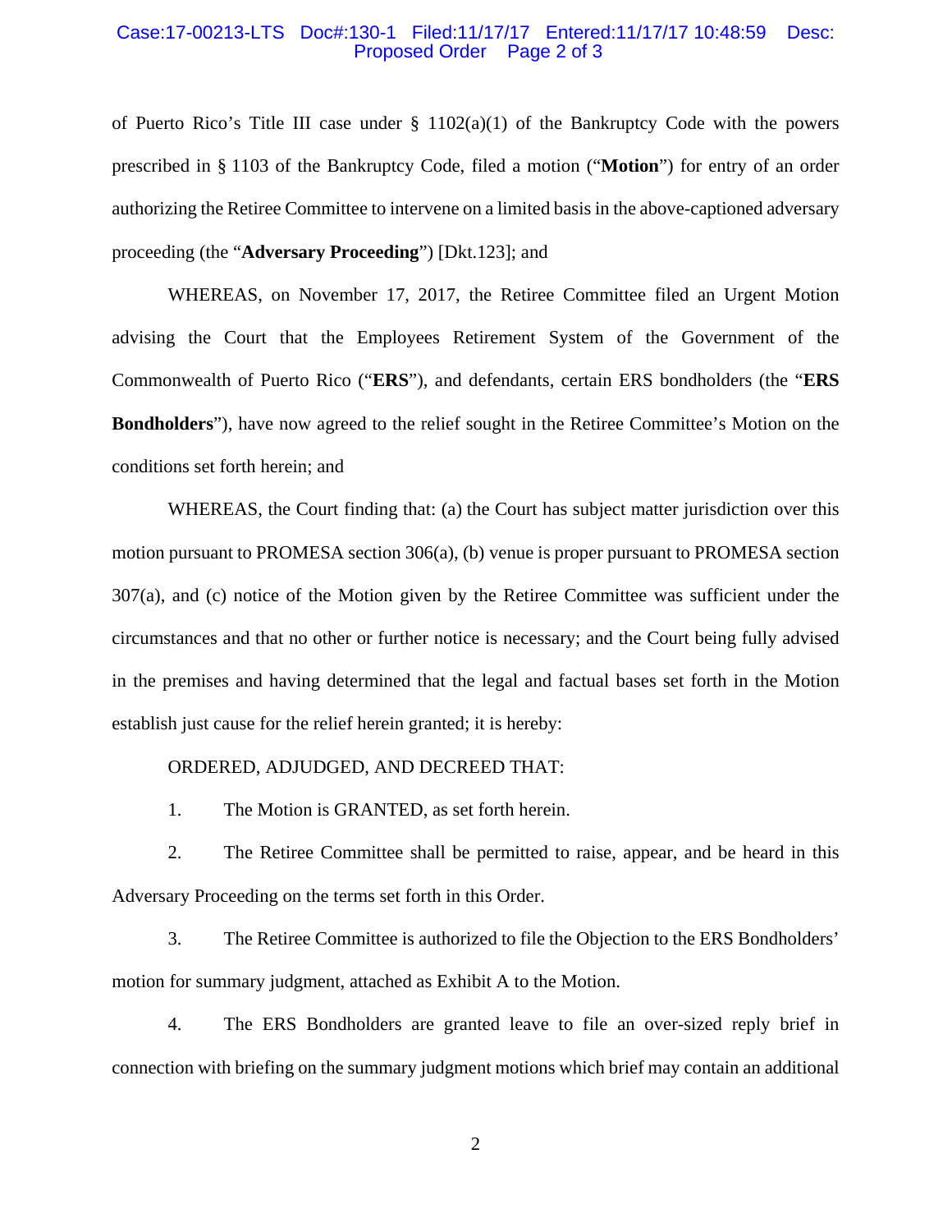of Puerto Rico's Title III case under § 1102(a)(1) of the Bankruptcy Code with the powers prescribed in § 1103 of the Bankruptcy Code, filed a motion ("**Motion**") for entry of an order authorizing the Retiree Committee to intervene on a limited basis in the above-captioned adversary proceeding (the "**Adversary Proceeding**") [Dkt.123]; and

WHEREAS, on November 17, 2017, the Retiree Committee filed an Urgent Motion advising the Court that the Employees Retirement System of the Government of the Commonwealth of Puerto Rico ("**ERS**"), and defendants, certain ERS bondholders (the "**ERS Bondholders**"), have now agreed to the relief sought in the Retiree Committee's Motion on the conditions set forth herein; and

WHEREAS, the Court finding that: (a) the Court has subject matter jurisdiction over this motion pursuant to PROMESA section 306(a), (b) venue is proper pursuant to PROMESA section 307(a), and (c) notice of the Motion given by the Retiree Committee was sufficient under the circumstances and that no other or further notice is necessary; and the Court being fully advised in the premises and having determined that the legal and factual bases set forth in the Motion establish just cause for the relief herein granted; it is hereby:

ORDERED, ADJUDGED, AND DECREED THAT:

1. The Motion is GRANTED, as set forth herein.

2. The Retiree Committee shall be permitted to raise, appear, and be heard in this Adversary Proceeding on the terms set forth in this Order.

3. The Retiree Committee is authorized to file the Objection to the ERS Bondholders' motion for summary judgment, attached as Exhibit A to the Motion.

4. The ERS Bondholders are granted leave to file an over-sized reply brief in connection with briefing on the summary judgment motions which brief may contain an additional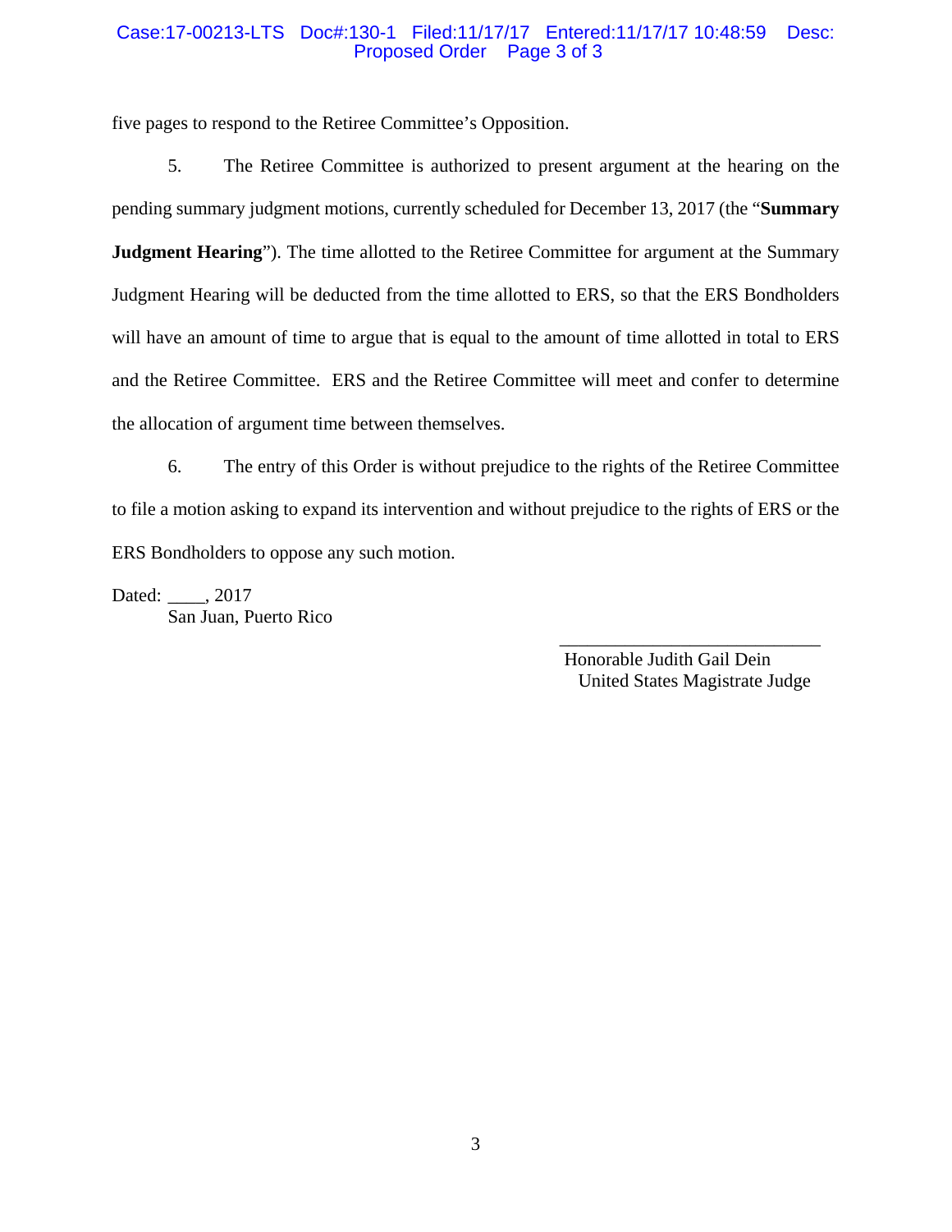five pages to respond to the Retiree Committee's Opposition.

5. The Retiree Committee is authorized to present argument at the hearing on the pending summary judgment motions, currently scheduled for December 13, 2017 (the "**Summary Judgment Hearing**"). The time allotted to the Retiree Committee for argument at the Summary Judgment Hearing will be deducted from the time allotted to ERS, so that the ERS Bondholders will have an amount of time to argue that is equal to the amount of time allotted in total to ERS and the Retiree Committee. ERS and the Retiree Committee will meet and confer to determine the allocation of argument time between themselves.

6. The entry of this Order is without prejudice to the rights of the Retiree Committee to file a motion asking to expand its intervention and without prejudice to the rights of ERS or the ERS Bondholders to oppose any such motion.

Dated: ____, 2017
San Juan, Puerto Rico

_____________________________
Honorable Judith Gail Dein
United States Magistrate Judge